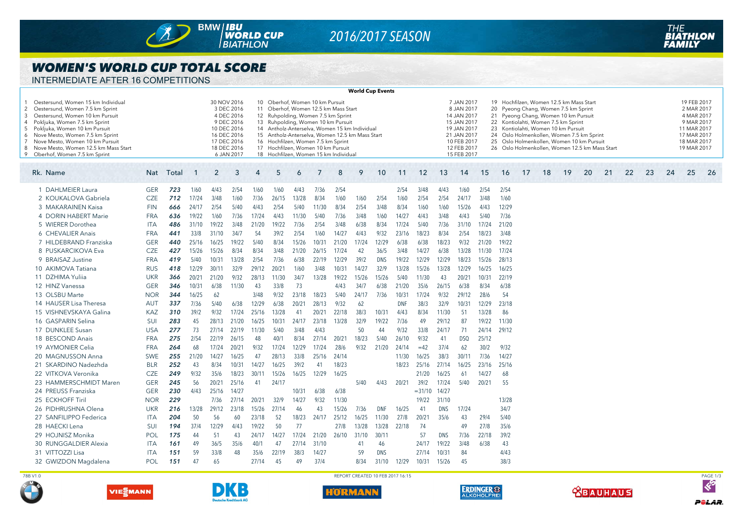# WOMEN'S WORLD CUP TOTAL SCORE

INTERMEDIATE AFTER 16 COMPETITIONS

**World Cup Events**

| # | Event | Date |
|---|---|---|
| 1 | Oestersund, Women 15 km Individual | 30 NOV 2016 |
| 2 | Oestersund, Women 7.5 km Sprint | 3 DEC 2016 |
| 3 | Oestersund, Women 10 km Pursuit | 4 DEC 2016 |
| 4 | Pokljuka, Women 7.5 km Sprint | 9 DEC 2016 |
| 5 | Pokljuka, Women 10 km Pursuit | 10 DEC 2016 |
| 6 | Nove Mesto, Women 7.5 km Sprint | 16 DEC 2016 |
| 7 | Nove Mesto, Women 10 km Pursuit | 17 DEC 2016 |
| 8 | Nove Mesto, Women 12.5 km Mass Start | 18 DEC 2016 |
| 9 | Oberhof, Women 7.5 km Sprint | 6 JAN 2017 |
| 10 | Oberhof, Women 10 km Pursuit | 7 JAN 2017 |
| 11 | Oberhof, Women 12.5 km Mass Start | 8 JAN 2017 |
| 12 | Ruhpolding, Women 7.5 km Sprint | 14 JAN 2017 |
| 13 | Ruhpolding, Women 10 km Pursuit | 15 JAN 2017 |
| 14 | Antholz-Anterselva, Women 15 km Individual | 19 JAN 2017 |
| 15 | Antholz-Anterselva, Women 12.5 km Mass Start | 21 JAN 2017 |
| 16 | Hochfilzen, Women 7.5 km Sprint | 10 FEB 2017 |
| 17 | Hochfilzen, Women 10 km Pursuit | 12 FEB 2017 |
| 18 | Hochfilzen, Women 15 km Individual | 15 FEB 2017 |
| 19 | Hochfilzen, Women 12.5 km Mass Start | 19 FEB 2017 |
| 20 | Pyeong Chang, Women 7.5 km Sprint | 2 MAR 2017 |
| 21 | Pyeong Chang, Women 10 km Pursuit | 4 MAR 2017 |
| 22 | Kontiolahti, Women 7.5 km Sprint | 9 MAR 2017 |
| 23 | Kontiolahti, Women 10 km Pursuit | 11 MAR 2017 |
| 24 | Oslo Holmenkollen, Women 7.5 km Sprint | 17 MAR 2017 |
| 25 | Oslo Holmenkollen, Women 10 km Pursuit | 18 MAR 2017 |
| 26 | Oslo Holmenkollen, Women 12.5 km Mass Start | 19 MAR 2017 |

| Rk. | Name | Nat | Total | 1 | 2 | 3 | 4 | 5 | 6 | 7 | 8 | 9 | 10 | 11 | 12 | 13 | 14 | 15 | 16 | 17 | 18 | 19 | 20 | 21 | 22 | 23 | 24 | 25 | 26 |
|---|---|---|---|---|---|---|---|---|---|---|---|---|---|---|---|---|---|---|---|---|---|---|---|---|---|---|---|---|---|
| 1 | DAHLMEIER Laura | GER | **723** | 1/60 | 4/43 | 2/54 | 1/60 | 1/60 | 4/43 | 7/36 | 2/54 | | | 2/54 | 3/48 | 4/43 | 1/60 | 2/54 | 2/54 | | | | | | | | | | |
| 2 | KOUKALOVA Gabriela | CZE | **712** | 17/24 | 3/48 | 1/60 | 7/36 | 26/15 | 13/28 | 8/34 | 1/60 | 1/60 | 2/54 | 1/60 | 2/54 | 2/54 | 24/17 | 3/48 | 1/60 | | | | | | | | | | |
| 3 | MAKARAINEN Kaisa | FIN | **666** | 24/17 | 2/54 | 5/40 | 4/43 | 2/54 | 5/40 | 11/30 | 8/34 | 2/54 | 3/48 | 8/34 | 1/60 | 1/60 | 15/26 | 4/43 | 12/29 | | | | | | | | | | |
| 4 | DORIN HABERT Marie | FRA | **636** | 19/22 | 1/60 | 7/36 | 17/24 | 4/43 | 11/30 | 5/40 | 7/36 | 3/48 | 1/60 | 14/27 | 4/43 | 3/48 | 4/43 | 5/40 | 7/36 | | | | | | | | | | |
| 5 | WIERER Dorothea | ITA | **486** | 31/10 | 19/22 | 3/48 | 21/20 | 19/22 | 7/36 | 2/54 | 3/48 | 6/38 | 8/34 | 17/24 | 5/40 | 7/36 | 31/10 | 17/24 | 21/20 | | | | | | | | | | |
| 6 | CHEVALIER Anais | FRA | **441** | 33/8 | 31/10 | 34/7 | 54 | 39/2 | 2/54 | 1/60 | 14/27 | 4/43 | 9/32 | 23/16 | 18/23 | 8/34 | 2/54 | 18/23 | 3/48 | | | | | | | | | | |
| 7 | HILDEBRAND Franziska | GER | **440** | 25/16 | 16/25 | 19/22 | 5/40 | 8/34 | 15/26 | 10/31 | 21/20 | 17/24 | 12/29 | 6/38 | 6/38 | 18/23 | 9/32 | 21/20 | 19/22 | | | | | | | | | | |
| 8 | PUSKARCIKOVA Eva | CZE | **427** | 15/26 | 15/26 | 8/34 | 8/34 | 3/48 | 21/20 | 26/15 | 17/24 | 42 | 36/5 | 3/48 | 14/27 | 6/38 | 13/28 | 11/30 | 17/24 | | | | | | | | | | |
| 9 | BRAISAZ Justine | FRA | **419** | 5/40 | 10/31 | 13/28 | 2/54 | 7/36 | 6/38 | 22/19 | 12/29 | 39/2 | DNS | 19/22 | 12/29 | 12/29 | 18/23 | 15/26 | 28/13 | | | | | | | | | | |
| 10 | AKIMOVA Tatiana | RUS | **418** | 12/29 | 30/11 | 32/9 | 29/12 | 20/21 | 1/60 | 3/48 | 10/31 | 14/27 | 32/9 | 13/28 | 15/26 | 13/28 | 12/29 | 16/25 | 16/25 | | | | | | | | | | |
| 11 | DZHIMA Yuliia | UKR | **366** | 20/21 | 21/20 | 9/32 | 28/13 | 11/30 | 34/7 | 13/28 | 19/22 | 15/26 | 15/26 | 5/40 | 11/30 | 43 | 20/21 | 10/31 | 22/19 | | | | | | | | | | |
| 12 | HINZ Vanessa | GER | **346** | 10/31 | 6/38 | 11/30 | 43 | 33/8 | 73 | | 4/43 | 34/7 | 6/38 | 21/20 | 35/6 | 26/15 | 6/38 | 8/34 | 6/38 | | | | | | | | | | |
| 13 | OLSBU Marte | NOR | **344** | 16/25 | 62 | | 3/48 | 9/32 | 23/18 | 18/23 | 5/40 | 24/17 | 7/36 | 10/31 | 17/24 | 9/32 | 29/12 | 28/6 | 54 | | | | | | | | | | |
| 14 | HAUSER Lisa Theresa | AUT | **337** | 7/36 | 5/40 | 6/38 | 12/29 | 6/38 | 20/21 | 28/13 | 9/32 | 62 | | DNF | 38/3 | 32/9 | 10/31 | 12/29 | 23/18 | | | | | | | | | | |
| 15 | VISHNEVSKAYA Galina | KAZ | **310** | 39/2 | 9/32 | 17/24 | 25/16 | 13/28 | 41 | 20/21 | 22/18 | 38/3 | 10/31 | 4/43 | 8/34 | 11/30 | 51 | 13/28 | 86 | | | | | | | | | | |
| 16 | GASPARIN Selina | SUI | **283** | 45 | 28/13 | 21/20 | 16/25 | 10/31 | 24/17 | 23/18 | 13/28 | 32/9 | 19/22 | 7/36 | 49 | 29/12 | 87 | 19/22 | 11/30 | | | | | | | | | | |
| 17 | DUNKLEE Susan | USA | **277** | 73 | 27/14 | 22/19 | 11/30 | 5/40 | 3/48 | 4/43 | | 50 | 44 | 9/32 | 33/8 | 24/17 | 71 | 24/14 | 29/12 | | | | | | | | | | |
| 18 | BESCOND Anais | FRA | **275** | 2/54 | 22/19 | 26/15 | 48 | 40/1 | 8/34 | 27/14 | 20/21 | 18/23 | 5/40 | 26/10 | 9/32 | 41 | DSQ | 25/12 | | | | | | | | | | | |
| 19 | AYMONIER Celia | FRA | **264** | 68 | 17/24 | 20/21 | 9/32 | 17/24 | 12/29 | 17/24 | 28/6 | 9/32 | 21/20 | 24/14 | =42 | 37/4 | 62 | 30/2 | 9/32 | | | | | | | | | | |
| 20 | MAGNUSSON Anna | SWE | **255** | 21/20 | 14/27 | 16/25 | 47 | 28/13 | 33/8 | 25/16 | 24/14 | | | 11/30 | 16/25 | 38/3 | 30/11 | 7/36 | 14/27 | | | | | | | | | | |
| 21 | SKARDINO Nadezhda | BLR | **252** | 43 | 8/34 | 10/31 | 14/27 | 16/25 | 39/2 | 41 | 18/23 | | | 18/23 | 25/16 | 27/14 | 16/25 | 23/16 | 25/16 | | | | | | | | | | |
| 22 | VITKOVA Veronika | CZE | **249** | 9/32 | 35/6 | 18/23 | 30/11 | 15/26 | 16/25 | 12/29 | 16/25 | | | | 21/20 | 16/25 | 61 | 14/27 | 68 | | | | | | | | | | |
| 23 | HAMMERSCHMIDT Maren | GER | **245** | 56 | 20/21 | 25/16 | 41 | 24/17 | | | | 5/40 | 4/43 | 20/21 | 39/2 | 17/24 | 5/40 | 20/21 | 55 | | | | | | | | | | |
| 24 | PREUSS Franziska | GER | **230** | 4/43 | 25/16 | 14/27 | | | 10/31 | 6/38 | 6/38 | | | | =31/10 | 14/27 | | | | | | | | | | | | | |
| 25 | ECKHOFF Tiril | NOR | **229** | | 7/36 | 27/14 | 20/21 | 32/9 | 14/27 | 9/32 | 11/30 | | | | 19/22 | 31/10 | | | 13/28 | | | | | | | | | | |
| 26 | PIDHRUSHNA Olena | UKR | **216** | 13/28 | 29/12 | 23/18 | 15/26 | 27/14 | 46 | 43 | 15/26 | 7/36 | DNF | 16/25 | 41 | DNS | 17/24 | | 34/7 | | | | | | | | | | |
| 27 | SANFILIPPO Federica | ITA | **204** | 50 | 56 | 60 | 23/18 | 52 | 18/23 | 24/17 | 25/12 | 16/25 | 11/30 | 27/8 | 20/21 | 35/6 | 43 | 29/4 | 5/40 | | | | | | | | | | |
| 28 | HAECKI Lena | SUI | **194** | 37/4 | 12/29 | 4/43 | 19/22 | 50 | 77 | | 27/8 | 13/28 | 13/28 | 22/18 | 74 | | 49 | 27/8 | 35/6 | | | | | | | | | | |
| 29 | HOJNISZ Monika | POL | **175** | 44 | 51 | 43 | 24/17 | 14/27 | 17/24 | 21/20 | 26/10 | 31/10 | 30/11 | | 57 | DNS | 7/36 | 22/18 | 39/2 | | | | | | | | | | |
| 30 | RUNGGALDIER Alexia | ITA | **161** | 49 | 36/5 | 35/6 | 40/1 | 47 | 27/14 | 31/10 | | 41 | 46 | | 24/17 | 19/22 | 3/48 | 6/38 | 43 | | | | | | | | | | |
| 31 | VITTOZZI Lisa | ITA | **151** | 59 | 33/8 | 48 | 35/6 | 22/19 | 38/3 | 14/27 | | 59 | DNS | | 27/14 | 10/31 | 84 | | 4/43 | | | | | | | | | | |
| 32 | GWIZDON Magdalena | POL | **151** | 47 | 65 | | 27/14 | 45 | 49 | 37/4 | | 8/34 | 31/10 | 12/29 | 10/31 | 15/26 | 45 | | 38/3 | | | | | | | | | | |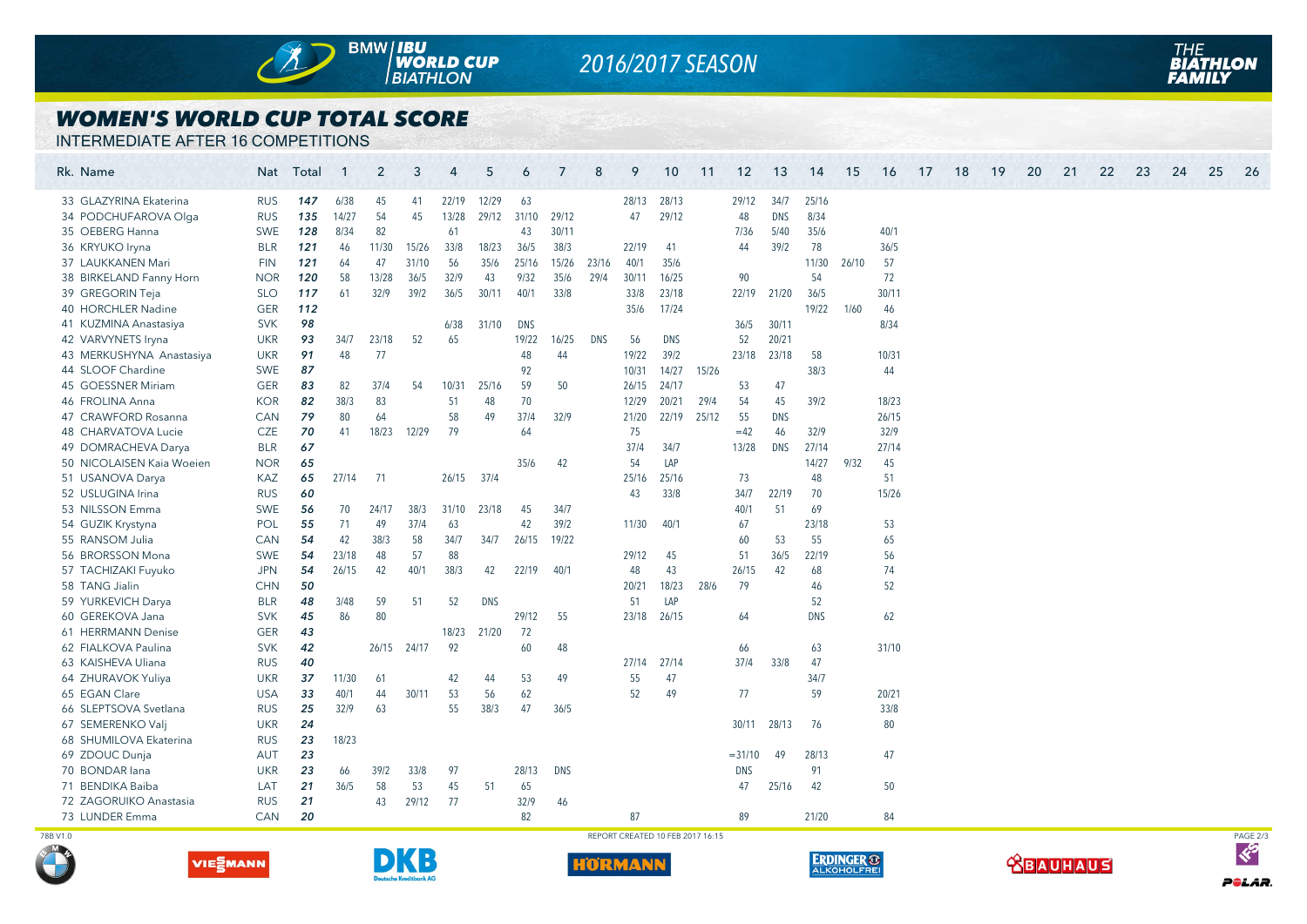# WOMEN'S WORLD CUP TOTAL SCORE

INTERMEDIATE AFTER 16 COMPETITIONS

| Rk. Name | Nat | Total | 1 | 2 | 3 | 4 | 5 | 6 | 7 | 8 | 9 | 10 | 11 | 12 | 13 | 14 | 15 | 16 | 17 | 18 | 19 | 20 | 21 | 22 | 23 | 24 | 25 | 26 |
|---|---|---|---|---|---|---|---|---|---|---|---|---|---|---|---|---|---|---|---|---|---|---|---|---|---|---|---|---|
| 33 GLAZYRINA Ekaterina | RUS | 147 | 6/38 | 45 | 41 | 22/19 | 12/29 | 63 | | | 28/13 | 28/13 | | 29/12 | 34/7 | 25/16 | | | | | | | | | | | | |
| 34 PODCHUFAROVA Olga | RUS | 135 | 14/27 | 54 | 45 | 13/28 | 29/12 | 31/10 | 29/12 | | 47 | 29/12 | | 48 | DNS | 8/34 | | | | | | | | | | | | |
| 35 OEBERG Hanna | SWE | 128 | 8/34 | 82 | | 61 | | 43 | 30/11 | | 22/19 | 41 | | 7/36 | 5/40 | 35/6 | | 40/1 | | | | | | | | | | |
| 36 KRYUKO Iryna | BLR | 121 | 46 | 11/30 | 15/26 | 33/8 | 18/23 | 36/5 | 38/3 | | 22/19 | 41 | | 44 | 39/2 | 78 | | 36/5 | | | | | | | | | | |
| 37 LAUKKANEN Mari | FIN | 121 | 64 | 47 | 31/10 | 56 | 35/6 | 25/16 | 15/26 | 23/16 | 40/1 | 35/6 | | | | 11/30 | 26/10 | 57 | | | | | | | | | | |
| 38 BIRKELAND Fanny Horn | NOR | 120 | 58 | 13/28 | 36/5 | 32/9 | 43 | 9/32 | 35/6 | 29/4 | 30/11 | 16/25 | | 90 | | 54 | | 72 | | | | | | | | | | |
| 39 GREGORIN Teja | SLO | 117 | 61 | 32/9 | 39/2 | 36/5 | 30/11 | 40/1 | 33/8 | | 33/8 | 23/18 | | 22/19 | 21/20 | 36/5 | | 30/11 | | | | | | | | | | |
| 40 HORCHLER Nadine | GER | 112 | | | | | | | | | 35/6 | 17/24 | | | | 19/22 | 1/60 | 46 | | | | | | | | | | |
| 41 KUZMINA Anastasiya | SVK | 98 | | | | 6/38 | 31/10 | DNS | | | | | | 36/5 | 30/11 | | | 8/34 | | | | | | | | | | |
| 42 VARVYNETS Iryna | UKR | 93 | 34/7 | 23/18 | 52 | 65 | | 19/22 | 16/25 | DNS | 56 | DNS | | 52 | 20/21 | | | | | | | | | | | | | |
| 43 MERKUSHYNA Anastasiya | UKR | 91 | 48 | 77 | | | | 48 | 44 | | 19/22 | 39/2 | | 23/18 | 23/18 | 58 | | 10/31 | | | | | | | | | | |
| 44 SLOOF Chardine | SWE | 87 | | | | | | 92 | | | 10/31 | 14/27 | 15/26 | | | 38/3 | | 44 | | | | | | | | | | |
| 45 GOESSNER Miriam | GER | 83 | 82 | 37/4 | 54 | 10/31 | 25/16 | 59 | 50 | | 26/15 | 24/17 | | 53 | 47 | | | | | | | | | | | | | |
| 46 FROLINA Anna | KOR | 82 | 38/3 | 83 | | 51 | 48 | 70 | | | 12/29 | 20/21 | 29/4 | 54 | 45 | 39/2 | | 18/23 | | | | | | | | | | |
| 47 CRAWFORD Rosanna | CAN | 79 | 80 | 64 | | 58 | 49 | 37/4 | 32/9 | | 21/20 | 22/19 | 25/12 | 55 | DNS | | | 26/15 | | | | | | | | | | |
| 48 CHARVATOVA Lucie | CZE | 70 | 41 | 18/23 | 12/29 | 79 | | 64 | | | 75 | | | =42 | 46 | 32/9 | | 32/9 | | | | | | | | | | |
| 49 DOMRACHEVA Darya | BLR | 67 | | | | | | | | | 37/4 | 34/7 | | 13/28 | DNS | 27/14 | | 27/14 | | | | | | | | | | |
| 50 NICOLAISEN Kaia Woeien | NOR | 65 | | | | | | 35/6 | 42 | | 54 | LAP | | | | 14/27 | 9/32 | 45 | | | | | | | | | | |
| 51 USANOVA Darya | KAZ | 65 | 27/14 | 71 | | 26/15 | 37/4 | | | | 25/16 | 25/16 | | 73 | | 48 | | 51 | | | | | | | | | | |
| 52 USLUGINA Irina | RUS | 60 | | | | | | | | | 43 | 33/8 | | 34/7 | 22/19 | 70 | | 15/26 | | | | | | | | | | |
| 53 NILSSON Emma | SWE | 56 | 70 | 24/17 | 38/3 | 31/10 | 23/18 | 45 | 34/7 | | | | | 40/1 | 51 | 69 | | | | | | | | | | | | |
| 54 GUZIK Krystyna | POL | 55 | 71 | 49 | 37/4 | 63 | | 42 | 39/2 | | 11/30 | 40/1 | | 67 | | 23/18 | | 53 | | | | | | | | | | |
| 55 RANSOM Julia | CAN | 54 | 42 | 38/3 | 58 | 34/7 | 34/7 | 26/15 | 19/22 | | | | | 60 | 53 | 55 | | 65 | | | | | | | | | | |
| 56 BRORSSON Mona | SWE | 54 | 23/18 | 48 | 57 | 88 | | | | | 29/12 | 45 | | 51 | 36/5 | 22/19 | | 56 | | | | | | | | | | |
| 57 TACHIZAKI Fuyuko | JPN | 54 | 26/15 | 42 | 40/1 | 38/3 | 42 | 22/19 | 40/1 | | 48 | 43 | | 26/15 | 42 | 68 | | 74 | | | | | | | | | | |
| 58 TANG Jialin | CHN | 50 | | | | | | | | | 20/21 | 18/23 | 28/6 | 79 | | 46 | | 52 | | | | | | | | | | |
| 59 YURKEVICH Darya | BLR | 48 | 3/48 | 59 | 51 | 52 | DNS | | | | 51 | LAP | | | | 52 | | | | | | | | | | | | |
| 60 GEREKOVA Jana | SVK | 45 | 86 | 80 | | | | 29/12 | 55 | | 23/18 | 26/15 | | 64 | | DNS | | 62 | | | | | | | | | | |
| 61 HERRMANN Denise | GER | 43 | | | | 18/23 | 21/20 | 72 | | | | | | | | | | | | | | | | | | | | |
| 62 FIALKOVA Paulina | SVK | 42 | | 26/15 | 24/17 | 92 | | 60 | 48 | | | | | 66 | | 63 | | 31/10 | | | | | | | | | | |
| 63 KAISHEVA Uliana | RUS | 40 | | | | | | | | | 27/14 | 27/14 | | 37/4 | 33/8 | 47 | | | | | | | | | | | | |
| 64 ZHURAVOK Yuliya | UKR | 37 | 11/30 | 61 | | 42 | 44 | 53 | 49 | | 55 | 47 | | | | 34/7 | | | | | | | | | | | | |
| 65 EGAN Clare | USA | 33 | 40/1 | 44 | 30/11 | 53 | 56 | 62 | | | 52 | 49 | | 77 | | 59 | | 20/21 | | | | | | | | | | |
| 66 SLEPTSOVA Svetlana | RUS | 25 | 32/9 | 63 | | 55 | 38/3 | 47 | 36/5 | | | | | | | | | 33/8 | | | | | | | | | | |
| 67 SEMERENKO Valj | UKR | 24 | | | | | | | | | | | | 30/11 | 28/13 | 76 | | 80 | | | | | | | | | | |
| 68 SHUMILOVA Ekaterina | RUS | 23 | 18/23 | | | | | | | | | | | | | | | | | | | | | | | | | |
| 69 ZDOUC Dunja | AUT | 23 | | | | | | | | | | | | =31/10 | 49 | 28/13 | | 47 | | | | | | | | | | |
| 70 BONDAR Iana | UKR | 23 | 66 | 39/2 | 33/8 | 97 | | 28/13 | DNS | | | | | DNS | | 91 | | | | | | | | | | | | |
| 71 BENDIKA Baiba | LAT | 21 | 36/5 | 58 | 53 | 45 | 51 | 65 | | | | | | 47 | 25/16 | 42 | | 50 | | | | | | | | | | |
| 72 ZAGORUIKO Anastasia | RUS | 21 | | 43 | 29/12 | 77 | | 32/9 | 46 | | | | | | | | | | | | | | | | | | | |
| 73 LUNDER Emma | CAN | 20 | | | | | | 82 | | | 87 | | | 89 | | 21/20 | | 84 | | | | | | | | | | |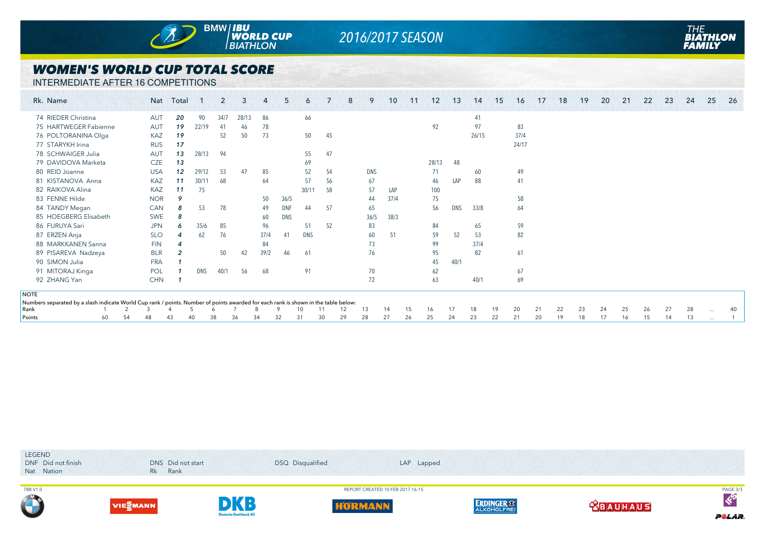## WOMEN'S WORLD CUP TOTAL SCORE

INTERMEDIATE AFTER 16 COMPETITIONS

| Rk. | Name | Nat | Total | 1 | 2 | 3 | 4 | 5 | 6 | 7 | 8 | 9 | 10 | 11 | 12 | 13 | 14 | 15 | 16 | 17 | 18 | 19 | 20 | 21 | 22 | 23 | 24 | 25 | 26 |
|---|---|---|---|---|---|---|---|---|---|---|---|---|---|---|---|---|---|---|---|---|---|---|---|---|---|---|---|---|---|
| 74 | RIEDER Christina | AUT | *20* | 90 | 34/7 | 28/13 | 86 | | 66 | | | | | | | | 41 | | | | | | | | | | | | |
| 75 | HARTWEGER Fabienne | AUT | *19* | 22/19 | 41 | 46 | 78 | | | | | | | | 92 | | 97 | | 83 | | | | | | | | | | |
| 76 | POLTORANINA Olga | KAZ | *19* | | 52 | 50 | 73 | | 50 | 45 | | | | | | | 26/15 | | 37/4 | | | | | | | | | | |
| 77 | STARYKH Irina | RUS | *17* | | | | | | | | | | | | | | | | 24/17 | | | | | | | | | | |
| 78 | SCHWAIGER Julia | AUT | *13* | 28/13 | 94 | | | | 55 | 47 | | | | | | | | | | | | | | | | | | | |
| 79 | DAVIDOVA Marketa | CZE | *13* | | | | | | 69 | | | | | | 28/13 | 48 | | | | | | | | | | | | | |
| 80 | REID Joanne | USA | *12* | 29/12 | 53 | 47 | 85 | | 52 | 54 | | DNS | | | 71 | | 60 | | 49 | | | | | | | | | | |
| 81 | KISTANOVA Anna | KAZ | *11* | 30/11 | 68 | | 64 | | 57 | 56 | | 67 | | | 46 | LAP | 88 | | 41 | | | | | | | | | | |
| 82 | RAIKOVA Alina | KAZ | *11* | 75 | | | | | 30/11 | 58 | | 57 | LAP | | 100 | | | | | | | | | | | | | | |
| 83 | FENNE Hilde | NOR | *9* | | | | 50 | 36/5 | | | | 44 | 37/4 | | 75 | | | | 58 | | | | | | | | | | |
| 84 | TANDY Megan | CAN | *8* | 53 | 78 | | 49 | DNF | 44 | 57 | | 65 | | | 56 | DNS | 33/8 | | 64 | | | | | | | | | | |
| 85 | HOEGBERG Elisabeth | SWE | *8* | | | | 60 | DNS | | | | 36/5 | 38/3 | | | | | | | | | | | | | | | | |
| 86 | FURUYA Sari | JPN | *6* | 35/6 | 85 | | 96 | | 51 | 52 | | 83 | | | 84 | | 65 | | 59 | | | | | | | | | | |
| 87 | ERZEN Anja | SLO | *4* | 62 | 76 | | 37/4 | 41 | DNS | | | 60 | 51 | | 59 | 52 | 53 | | 82 | | | | | | | | | | |
| 88 | MARKKANEN Sanna | FIN | *4* | | | | 84 | | | | | 73 | | | 99 | | 37/4 | | | | | | | | | | | | |
| 89 | PISAREVA Nadzeya | BLR | *2* | | 50 | 42 | 39/2 | 46 | 61 | | | 76 | | | 95 | | 82 | | 61 | | | | | | | | | | |
| 90 | SIMON Julia | FRA | *1* | | | | | | | | | | | | 45 | 40/1 | | | | | | | | | | | | | |
| 91 | MITORAJ Kinga | POL | *1* | DNS | 40/1 | 56 | 68 | | 91 | | | 70 | | | 62 | | | | 67 | | | | | | | | | | |
| 92 | ZHANG Yan | CHN | *1* | | | | | | | | | 72 | | | 63 | | 40/1 | | 69 | | | | | | | | | | |

**NOTE**

Numbers separated by a slash indicate World Cup rank / points. Number of points awarded for each rank is shown in the table below:

| Rank | 1 | 2 | 3 | 4 | 5 | 6 | 7 | 8 | 9 | 10 | 11 | 12 | 13 | 14 | 15 | 16 | 17 | 18 | 19 | 20 | 21 | 22 | 23 | 24 | 25 | 26 | 27 | 28 | ... | 40 |
|---|---|---|---|---|---|---|---|---|---|---|---|---|---|---|---|---|---|---|---|---|---|---|---|---|---|---|---|---|---|---|
| Points | 60 | 54 | 48 | 43 | 40 | 38 | 36 | 34 | 32 | 31 | 30 | 29 | 28 | 27 | 26 | 25 | 24 | 23 | 22 | 21 | 20 | 19 | 18 | 17 | 16 | 15 | 14 | 13 | ... | 1 |

**LEGEND**

DNF Did not finish  
DNS Did not start  
DSQ Disqualified  
LAP Lapped  
Nat Nation  
Rk Rank

78B V1.0

REPORT CREATED 10 FEB 2017 16:15